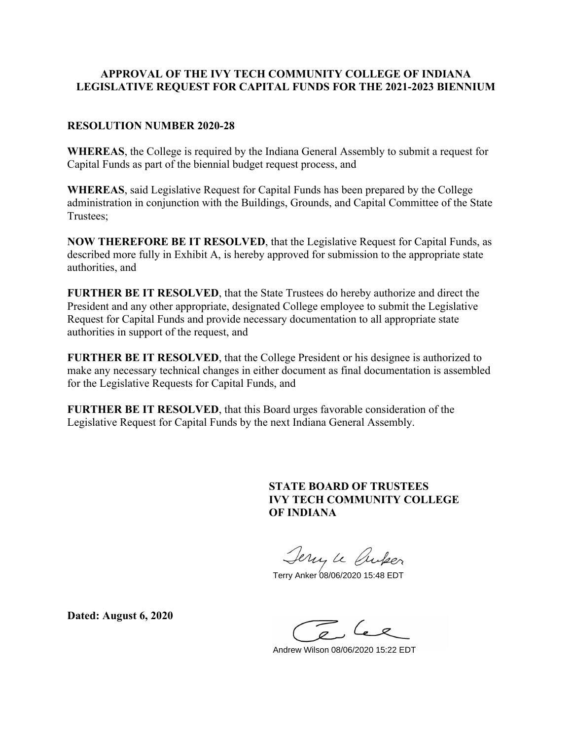**APPROVAL OF THE IVY TECH COMMUNITY COLLEGE OF INDIANA LEGISLATIVE REQUEST FOR CAPITAL FUNDS FOR THE 2021-2023 BIENNIUM**

**RESOLUTION NUMBER 2020-28**

**WHEREAS**, the College is required by the Indiana General Assembly to submit a request for Capital Funds as part of the biennial budget request process, and

**WHEREAS**, said Legislative Request for Capital Funds has been prepared by the College administration in conjunction with the Buildings, Grounds, and Capital Committee of the State Trustees;

**NOW THEREFORE BE IT RESOLVED**, that the Legislative Request for Capital Funds, as described more fully in Exhibit A, is hereby approved for submission to the appropriate state authorities, and

**FURTHER BE IT RESOLVED**, that the State Trustees do hereby authorize and direct the President and any other appropriate, designated College employee to submit the Legislative Request for Capital Funds and provide necessary documentation to all appropriate state authorities in support of the request, and

**FURTHER BE IT RESOLVED**, that the College President or his designee is authorized to make any necessary technical changes in either document as final documentation is assembled for the Legislative Requests for Capital Funds, and

**FURTHER BE IT RESOLVED**, that this Board urges favorable consideration of the Legislative Request for Capital Funds by the next Indiana General Assembly.

**STATE BOARD OF TRUSTEES**
**IVY TECH COMMUNITY COLLEGE OF INDIANA**

Terry Anker 08/06/2020 15:48 EDT

**Dated: August 6, 2020**

Andrew Wilson 08/06/2020 15:22 EDT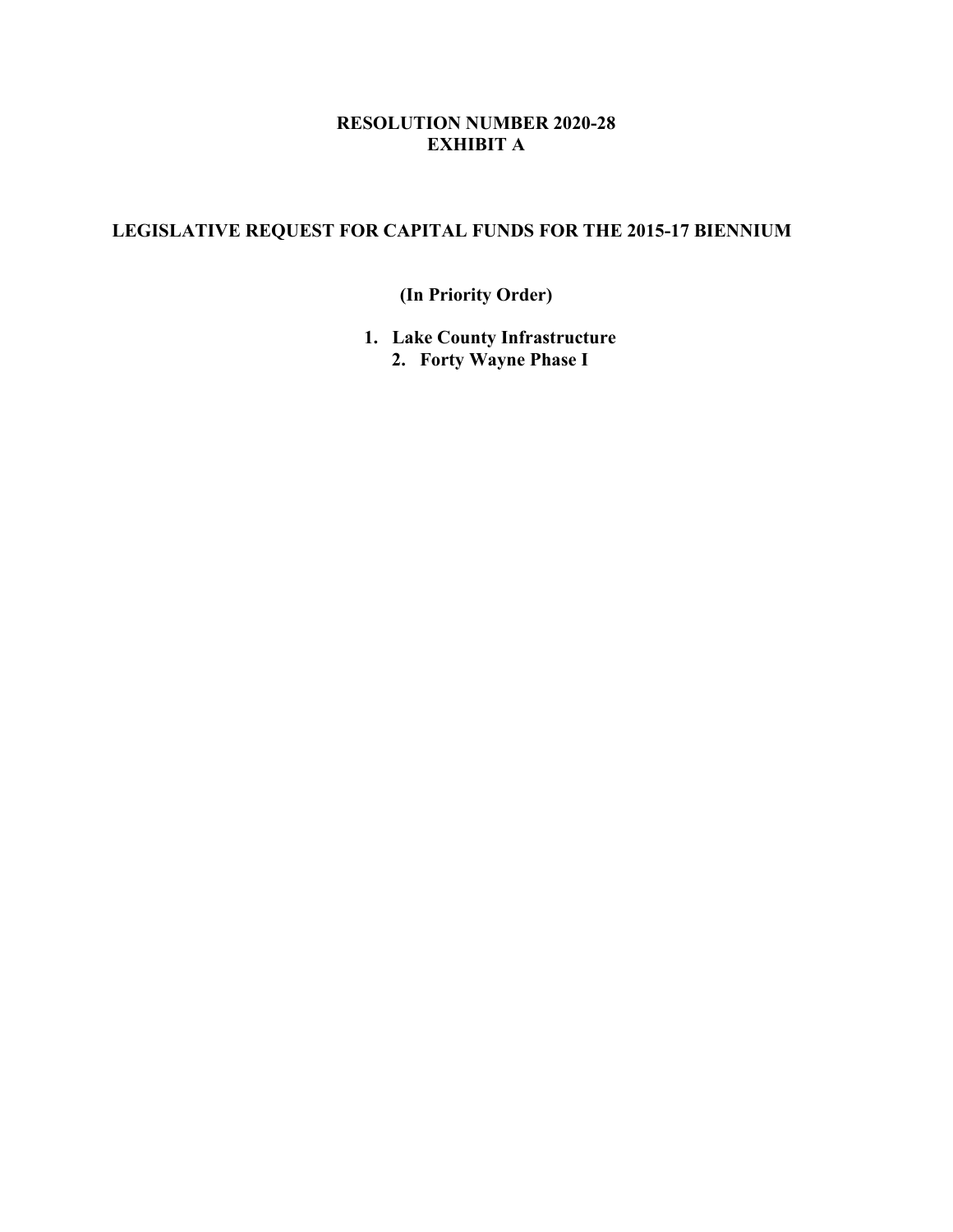**RESOLUTION NUMBER 2020-28**
**EXHIBIT A**

**LEGISLATIVE REQUEST FOR CAPITAL FUNDS FOR THE 2015-17 BIENNIUM**

**(In Priority Order)**

1. **Lake County Infrastructure**
2. **Forty Wayne Phase I**